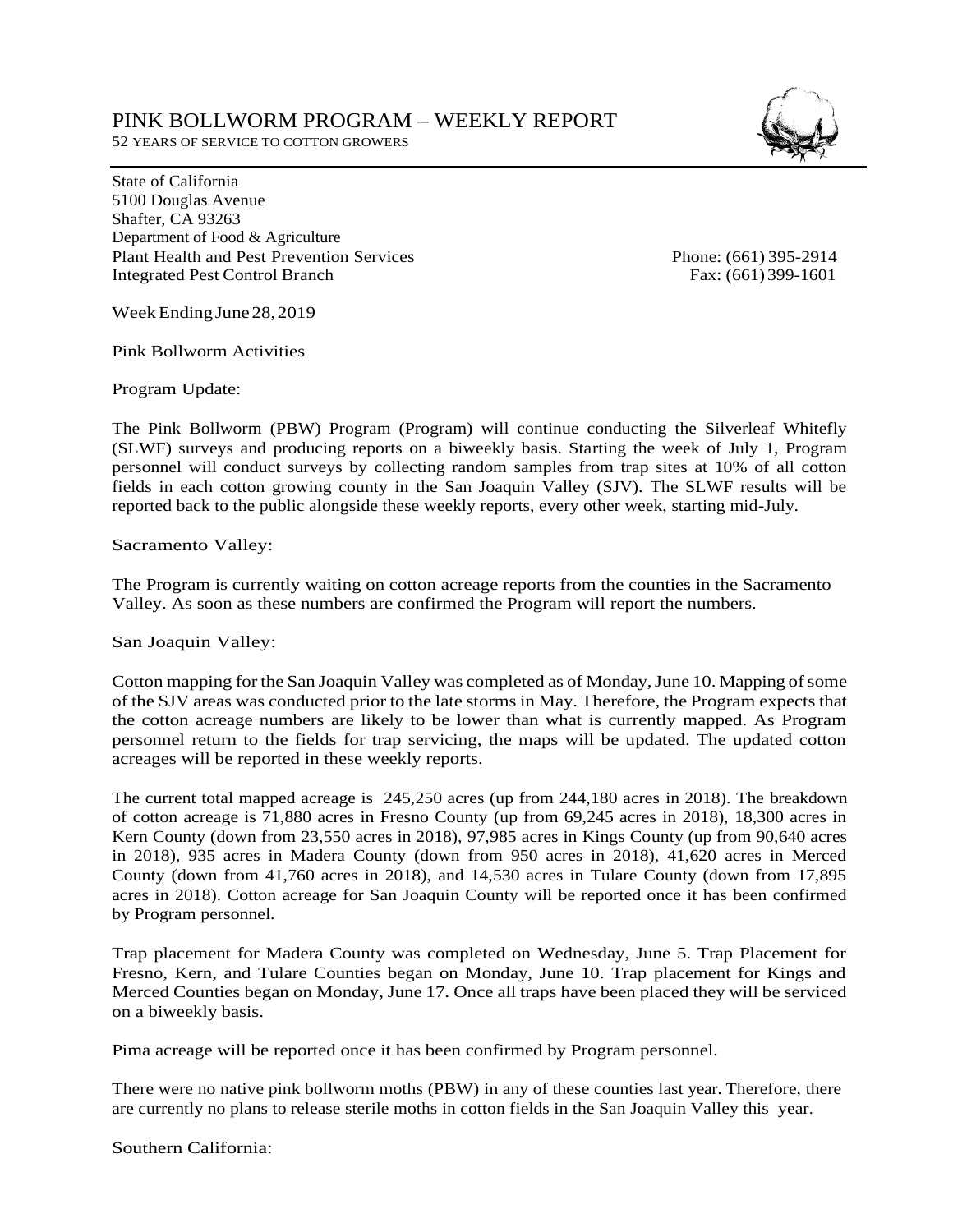# PINK BOLLWORM PROGRAM – WEEKLY REPORT

52 YEARS OF SERVICE TO COTTON GROWERS

State of California
5100 Douglas Avenue
Shafter, CA 93263
Department of Food & Agriculture
Plant Health and Pest Prevention Services
Integrated Pest Control Branch

Phone: (661) 395-2914
Fax: (661) 399-1601

Week Ending June 28, 2019

Pink Bollworm Activities

Program Update:

The Pink Bollworm (PBW) Program (Program) will continue conducting the Silverleaf Whitefly (SLWF) surveys and producing reports on a biweekly basis. Starting the week of July 1, Program personnel will conduct surveys by collecting random samples from trap sites at 10% of all cotton fields in each cotton growing county in the San Joaquin Valley (SJV). The SLWF results will be reported back to the public alongside these weekly reports, every other week, starting mid-July.

Sacramento Valley:

The Program is currently waiting on cotton acreage reports from the counties in the Sacramento Valley. As soon as these numbers are confirmed the Program will report the numbers.

San Joaquin Valley:

Cotton mapping for the San Joaquin Valley was completed as of Monday, June 10. Mapping of some of the SJV areas was conducted prior to the late storms in May. Therefore, the Program expects that the cotton acreage numbers are likely to be lower than what is currently mapped. As Program personnel return to the fields for trap servicing, the maps will be updated. The updated cotton acreages will be reported in these weekly reports.

The current total mapped acreage is 245,250 acres (up from 244,180 acres in 2018). The breakdown of cotton acreage is 71,880 acres in Fresno County (up from 69,245 acres in 2018), 18,300 acres in Kern County (down from 23,550 acres in 2018), 97,985 acres in Kings County (up from 90,640 acres in 2018), 935 acres in Madera County (down from 950 acres in 2018), 41,620 acres in Merced County (down from 41,760 acres in 2018), and 14,530 acres in Tulare County (down from 17,895 acres in 2018). Cotton acreage for San Joaquin County will be reported once it has been confirmed by Program personnel.

Trap placement for Madera County was completed on Wednesday, June 5. Trap Placement for Fresno, Kern, and Tulare Counties began on Monday, June 10. Trap placement for Kings and Merced Counties began on Monday, June 17. Once all traps have been placed they will be serviced on a biweekly basis.

Pima acreage will be reported once it has been confirmed by Program personnel.

There were no native pink bollworm moths (PBW) in any of these counties last year. Therefore, there are currently no plans to release sterile moths in cotton fields in the San Joaquin Valley this year.

Southern California: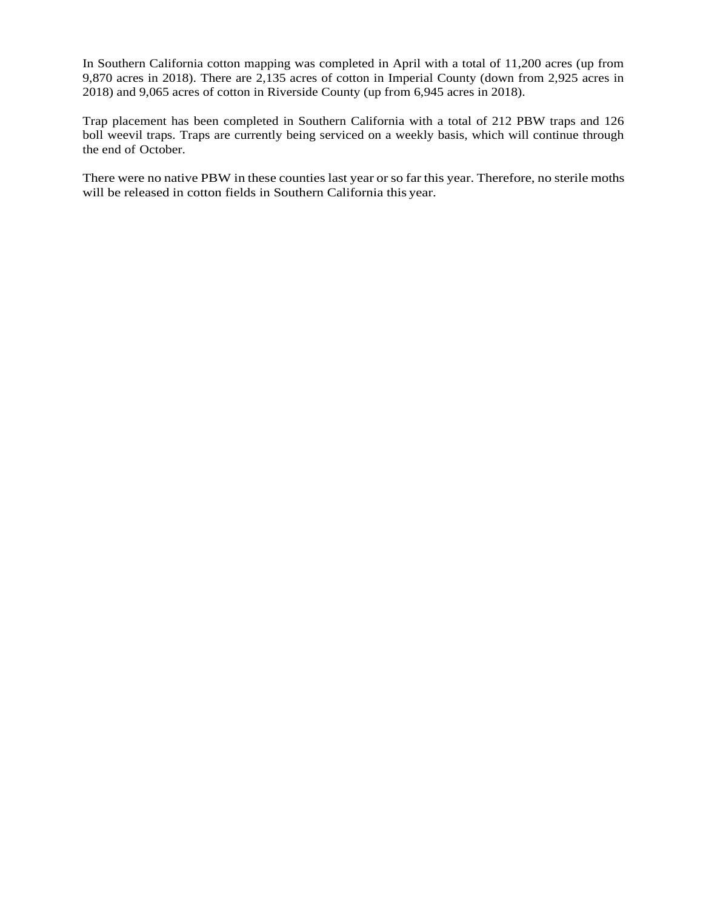In Southern California cotton mapping was completed in April with a total of 11,200 acres (up from 9,870 acres in 2018). There are 2,135 acres of cotton in Imperial County (down from 2,925 acres in 2018) and 9,065 acres of cotton in Riverside County (up from 6,945 acres in 2018).

Trap placement has been completed in Southern California with a total of 212 PBW traps and 126 boll weevil traps. Traps are currently being serviced on a weekly basis, which will continue through the end of October.

There were no native PBW in these counties last year or so far this year. Therefore, no sterile moths will be released in cotton fields in Southern California this year.